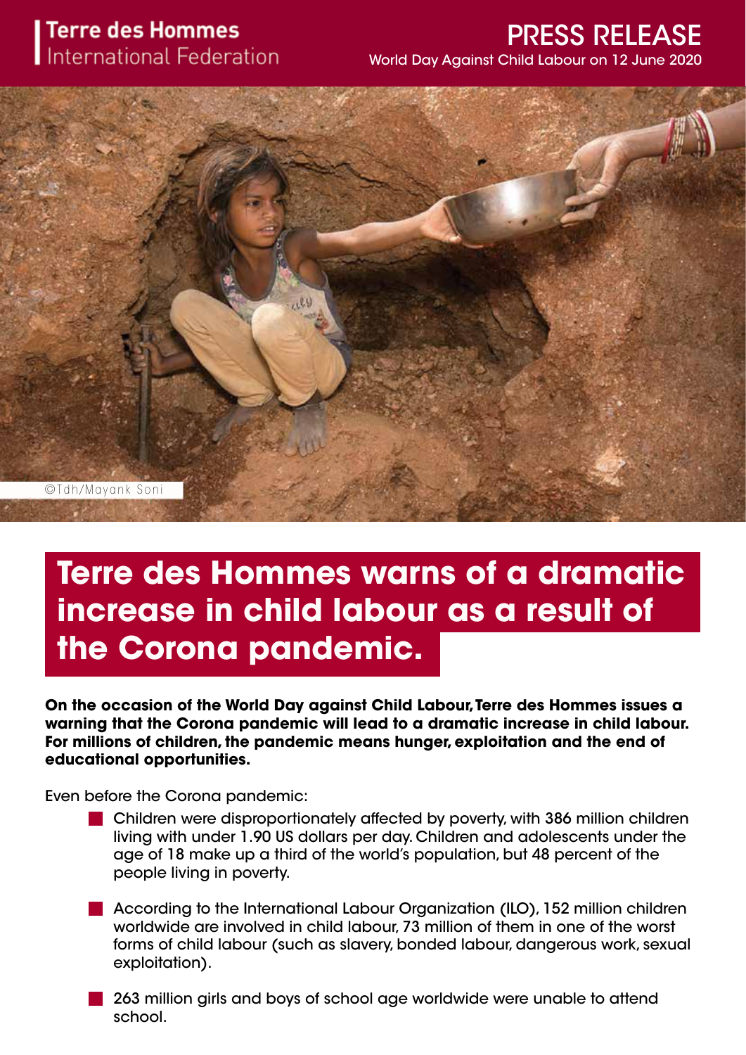Terre des Hommes
International Federation

PRESS RELEASE
World Day Against Child Labour on 12 June 2020

©Tdh/Mayank Soni

# Terre des Hommes warns of a dramatic increase in child labour as a result of the Corona pandemic.

**On the occasion of the World Day against Child Labour, Terre des Hommes issues a warning that the Corona pandemic will lead to a dramatic increase in child labour. For millions of children, the pandemic means hunger, exploitation and the end of educational opportunities.**

Even before the Corona pandemic:

- Children were disproportionately affected by poverty, with 386 million children living with under 1.90 US dollars per day. Children and adolescents under the age of 18 make up a third of the world's population, but 48 percent of the people living in poverty.
- According to the International Labour Organization (ILO), 152 million children worldwide are involved in child labour, 73 million of them in one of the worst forms of child labour (such as slavery, bonded labour, dangerous work, sexual exploitation).
- 263 million girls and boys of school age worldwide were unable to attend school.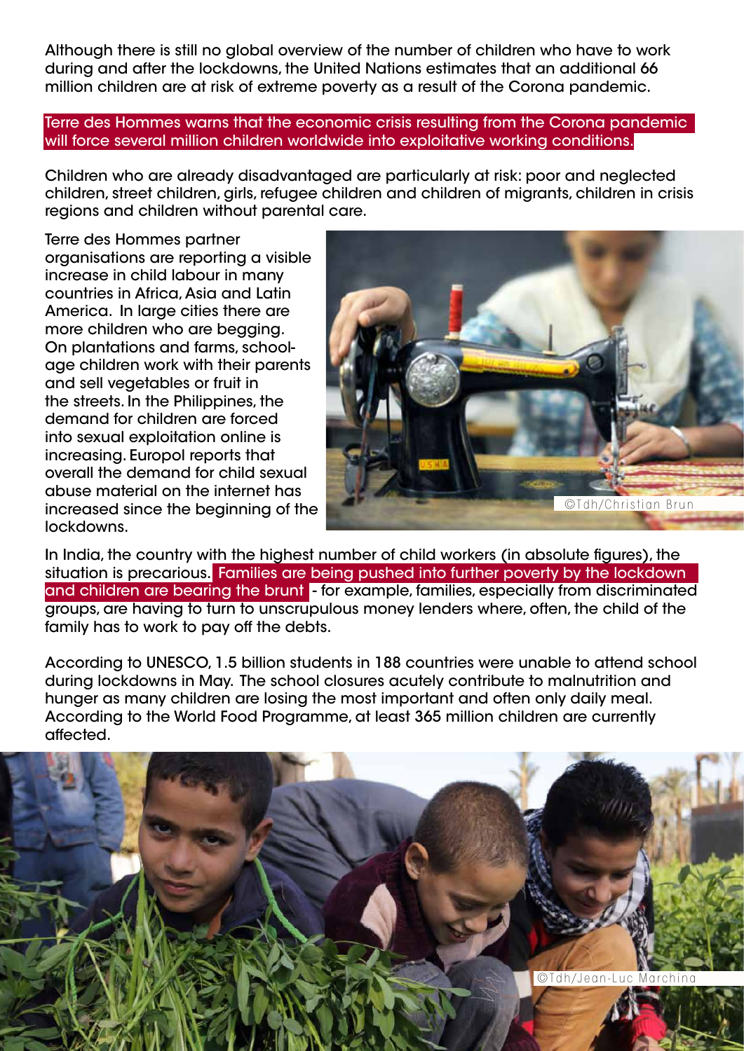Although there is still no global overview of the number of children who have to work during and after the lockdowns, the United Nations estimates that an additional 66 million children are at risk of extreme poverty as a result of the Corona pandemic.

**Terre des Hommes warns that the economic crisis resulting from the Corona pandemic will force several million children worldwide into exploitative working conditions.**

Children who are already disadvantaged are particularly at risk: poor and neglected children, street children, girls, refugee children and children of migrants, children in crisis regions and children without parental care.

Terre des Hommes partner organisations are reporting a visible increase in child labour in many countries in Africa, Asia and Latin America. In large cities there are more children who are begging. On plantations and farms, school-age children work with their parents and sell vegetables or fruit in the streets. In the Philippines, the demand for children are forced into sexual exploitation online is increasing. Europol reports that overall the demand for child sexual abuse material on the internet has increased since the beginning of the lockdowns.

©Tdh/Christian Brun

In India, the country with the highest number of child workers (in absolute figures), the situation is precarious. **Families are being pushed into further poverty by the lockdown and children are bearing the brunt** - for example, families, especially from discriminated groups, are having to turn to unscrupulous money lenders where, often, the child of the family has to work to pay off the debts.

According to UNESCO, 1.5 billion students in 188 countries were unable to attend school during lockdowns in May. The school closures acutely contribute to malnutrition and hunger as many children are losing the most important and often only daily meal. According to the World Food Programme, at least 365 million children are currently affected.

©Tdh/Jean-Luc Marchina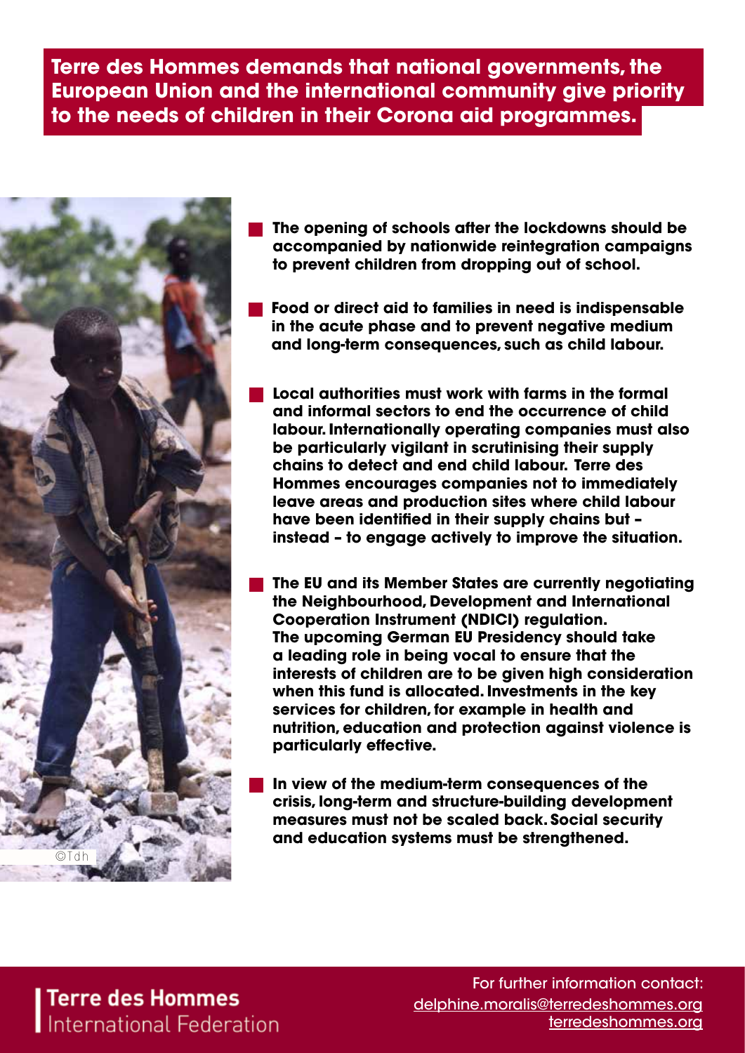**Terre des Hommes demands that national governments, the European Union and the international community give priority to the needs of children in their Corona aid programmes.**

- **The opening of schools after the lockdowns should be accompanied by nationwide reintegration campaigns to prevent children from dropping out of school.**
- **Food or direct aid to families in need is indispensable in the acute phase and to prevent negative medium and long-term consequences, such as child labour.**
- **Local authorities must work with farms in the formal and informal sectors to end the occurrence of child labour. Internationally operating companies must also be particularly vigilant in scrutinising their supply chains to detect and end child labour. Terre des Hommes encourages companies not to immediately leave areas and production sites where child labour have been identified in their supply chains but – instead – to engage actively to improve the situation.**
- **The EU and its Member States are currently negotiating the Neighbourhood, Development and International Cooperation Instrument (NDICI) regulation. The upcoming German EU Presidency should take a leading role in being vocal to ensure that the interests of children are to be given high consideration when this fund is allocated. Investments in the key services for children, for example in health and nutrition, education and protection against violence is particularly effective.**
- **In view of the medium-term consequences of the crisis, long-term and structure-building development measures must not be scaled back. Social security and education systems must be strengthened.**

©Tdh

**Terre des Hommes**
International Federation

For further information contact:
delphine.moralis@terredeshommes.org
terredeshommes.org